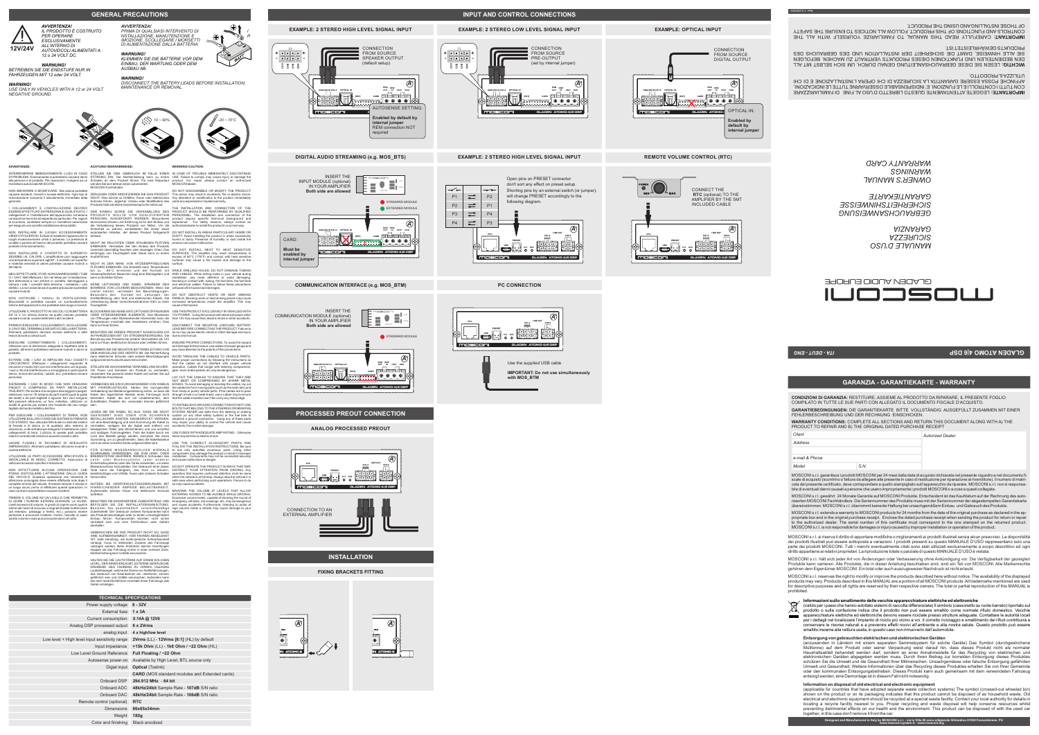# GENERAL PRECAUTIONS

*AVVERTENZA!*
*IL PRODOTTO È COSTRUITO PER OPERARE ESCLUSIVAMENTE ALL'INTERNO DI AUTOVEICOLI ALIMENTATI A 12 o 24 VOLT DC.*

12V/24V

*WARNUNG!*
*BETREIBEN SIE DIE ENDSTUFE NUR IN FAHRZEUGEN MIT 12 oder 24 VOLT.*

*WARNING!*
*USE ONLY IN VEHICLES WITH A 12 or 24 VOLT NEGATIVE GROUND.*

*AVVERTENZA!*
*PRIMA DI QUALSIASI INTERVENTO DI INSTALLAZIONE, MANUTENZIONE E RIMOZIONE, SCOLLEGARE I MORSETTI DI ALIMENTAZIONE DELLA BATTERIA.*

*WARNUNG!*
*KLEMMEN SIE DIE BATTERIE VOR DEM EINBAU, DER WARTUNG ODER DEM AUSBAU AB.*

*WARNING!*
*DISCONNECT THE BATTERY LEADS BEFORE INSTALLATION, MAINTENANCE OR REMOVAL.*

10 ÷ 90% | -20 ÷ 70°C

# INPUT AND CONTROL CONNECTIONS

## EXAMPLE: 2 STEREO HIGH LEVEL SIGNAL INPUT

CONNECTION FROM SOURCE SPEAKER OUTPUT (default setup)

AUTOSENSE SETTING: **Enabled by default by internal jumper** REM connection NOT required

## EXAMPLE: 2 STEREO LOW LEVEL SIGNAL INPUT

CONNECTION FROM SOURCE PRE-OUTPUT (set by internal jumper)

## EXAMPLE: OPTICAL INPUT

CONNECTION FROM SOURCE DIGITAL OUTPUT

OPTICAL IN: **Enabled by default by internal jumper**

## DIGITAL AUDIO STREAMING (e.g. MOS_BTS)

INSERT THE INPUT MODULE (optional) IN YOUR AMPLIFIER **Both side are allowed**

STANDARD MODULE
EXTENDED MODULE

CARD: **Must be enabled by internal jumper**

## EXAMPLE: 2 STEREO HIGH LEVEL SIGNAL INPUT

Open pins on PRESET connector don't sent any effect on preset setup. Shorting pins by an external switch (or jumper), will change PRESET accordingly to the following diagram.

P1 P2 P3 P4

## REMOTE VOLUME CONTROL (RTC)

CONNECT THE **RTC** (optional) TO THE AMPLIFIER BY THE SMT INCLUDED CABLE

## COMMUNICATION INTERFACE (e.g. MOS_BTM)

INSERT THE COMMUNICATION MODULE (optional) IN YOUR AMPLIFIER **Both side are allowed**

STANDARD MODULE

## PC CONNECTION

Use the supplied USB cable

**IMPORTANT: Do not use simultaneously with MOS_BTM**

# PROCESSED PREOUT CONNECTION

## ANALOG PROCESSED PREOUT

CONNECTION TO AN EXTERNAL AMPLIFIER

# INSTALLATION

## FIXING BRACKETS FITTING

## AVVERTENZE:

INTERROMPERE IMMEDIATAMENTE L'USO IN CASO DI PROBLEMI. Diversamente si potrebbero causare danni alla persona o al prodotto. Per riparazioni, rivolgersi ad un rivenditore autorizzato MOSCONI.

NON SMONTARE O MODIFICARE. Tale azione potrebbe causare incidenti, incendi o scosse elettriche. Ogni tipo di manomissione comporta il decadimento immediato della garanzia.

I COLLEGAMENTI E L'INSTALLAZIONE DEVONO ESSERE EFFETTUATI DA PERSONALE QUALIFICATO. I collegamenti e l'installazione del sistema richiedono conoscenze tecniche ed esperienza particolari. Per ragioni di sicurezza, contattare sempre un centro specializzato per eseguire una corretta installazione del prodotto.

NON INSTALLARE IN LUOGHI ECCESSIVAMENTE UMIDI O POLVEROSI. Evitare di installare l'apparecchio in luoghi eccessivamente umidi o polverosi. La presenza di umidità o polvere all'interno del prodotto potrebbe causare problemi di funzionamento.

NON INSTALLARE A CONTATTO DI SUPERFICI SENSIBILI AL CALORE. L'amplificatore può raggiungere una temperatura superiore agli 60°. Il contatto con superfici o materiali sensibili al calore potrebbe causare incendi o alterazioni.

NELL'EFFETTUARE I FORI, NON DANNEGGIARE I TUBI O I CAVI. Nell'effettuare i fori nel telaio per l'installazione, fare attenzione a non entrare in contatto, danneggiare o ostruire i tubi, i condotti della benzina, i serbatoi o i cavi elettrici. La non osservanza di queste precauzioni potrebbe causare incendi.

NON OSTRUIRE I CANALI DI VENTILAZIONE. Bloccandoli si potrebbe causare un surriscaldamento interno dell'apparecchio che potrebbe dare luogo a incendi.

UTILIZZARE IL PRODOTTO IN VEICOLI CON BATTERIA DA 12 V. Un utilizzo diverso da quello indicato potrebbe causare incendi, scosse elettriche o altri incidenti.

PRIMA DI ESEGUIRE I COLLEGAMENTI, SCOLLEGARE IL CAVO DEL TERMINALE NEGATIVO DELLA BATTERIA. Altrimenti potrebbero derivarne scosse elettriche o altre lesioni dovute a cortocircuiti.

ESEGUIRE CORRETTAMENTE I COLLEGAMENTI. Utilizzare cavi di dimensioni adeguate e rispettare le polarità, altrimenti potrebbero derivarne incendi o danni al prodotto.

EVITARE CHE I CAVI SI IMPIGLINO AGLI OGGETTI CIRCOSTANTI. Effettuare i collegamenti seguendo le istruzioni in modo che i cavi non interferiscano con la guida. I cavi o i fili che interferiscono o si impigliano in parti quali lo sterzo, la leva del cambio, i pedali ecc. potrebbero essere pericolosi.

SISTEMARE I CAVI IN MODO CHE NON VENGANO PIEGATI O COMPRESSI DA PARTI METALLICHE TAGLIENTI. Per evitare che vengano danneggiati o piegati, sistemare i cavi e i fili lontano da parti mobili (quali le guide dei sedili) o da parti taglienti o aguzze. Se i cavi vengono fatti passare attraverso un foro metallico, utilizzare un anello di gomma per evitare che l'isolamento del cavo venga tagliato dal bordo metallico del foro.

PER ESEGUIRE I COLLEGAMENTI DI TERRA NON UTILIZZARE BULLONI O DADI DEI SISTEMI DI FRENATA O DI STERZO. Non utilizzare MAI bulloni o dadi del sistema di frenata o di sterzo (o di qualsiasi altro sistema di sicurezza) o dei serbatoi per eseguire l'installazione o per i collegamenti di terra. L'utilizzo di queste parti potrebbe ridurre il controllo del veicolo e causare incendi o altro.

USARE FUSIBILI DI RICAMBIO DI ADEGUATO AMPERAGGIO. Altrimenti potrebbero derivarne incendi o scosse elettriche.

UTILIZZARE LE PARTI ACCESSORIE SPECIFICATE E INSTALLARLE IN MODO CORRETTO. Assicurarsi di utilizzare accessori specifici in dotazione.

NON EFFETTUARE ALCUNA OPERAZIONE CHE POSSA DISTOGLIERE L'ATTENZIONE DALLA GUIDA DEL VEICOLO. Qualsiasi operazione che necessita di attenzione prolungata deve essere effettuata solo dopo il completo arresto del veicolo. Arrestare sempre il veicolo in un luogo sicuro prima di effettuare queste operazioni. In caso contrario si potrebbero causare incidenti.

TENERE IL VOLUME AD UN LIVELLO CHE PERMETTA DI UDIRE I RUMORI ESTERNI DURANTE LA GUIDA. Livelli eccessivi di volume, in grado di coprire suoni quali le sirene dei mezzi di soccorso o segnali stradali di attenzione (ad esempio, passaggi a livello, ecc.) possono essere pericolosi e provocare incidenti. Inoltre, l'ascolto di audio ad alto volume all'interno di un veicolo può provocare danni all'udito.

## ACHTUNG! WARNHINWEISE:

STELLEN SIE DEN GEBRAUCH IM FALLE EINER STÖRUNG EIN. Die Nichtbeachtung kann zu einem Schaden an dem Produkt führen. Für eine Reparatur wenden Sie sich bitte an einen autorisierten MOSCONI-Fachhändler.

ZERLEGEN ODER MODIFIZIEREN SIE DAS PRODUKT NICHT. Dies könnte zu Unfällen, Feuer oder elektrischen Schocks führen. Jeglicher Umbau oder Modifikation des Produkts hebt sämtliche Gewährleistungsrechte sofort auf.

DER EINBAU SOWIE DIE VERKABELUNG DES PRODUKTS SOLLTE VON QUALIFIZIERTEM PERSONAL AUSGEFÜHRT WERDEN. Besonderes technisches Wissen und Erfahrung ist für den Einbau und die Verkabelung dieses Produkts von Nöten. Um die Sicherheit zu wahren, kontaktieren Sie immer einen autorisierten Händler, der dieses Produkt fachgerecht einbaut.

NICHT AN FEUCHTEN ODER STAUBIGEN PLÄTZEN EINBAUEN. Vermeiden Sie den Einbau des Produkts innerhalb übermäßig feuchten oder staubigen Orten. Das Eindringen von Feuchtigkeit oder Staub kann zu einem Ausfall führen.

NICHT IN DER NÄHE VON HITZEEMPFINDLICHEN FLÄCHEN EINBAUEN. Die Endstufe kann Temperaturen bis zu 60°C erreichen und der Kontakt mit hitzeempfindlichen Bereichen birgt eine Brandgefahr und kann zu Schäden führen.

KEINE LEITUNGEN UND KABEL WÄHREND DES BOHRENS VON LÖCHERN BESCHÄDIGEN. Wenn Sie Löcher bohren, vermeiden Sie Beschädigungen. Besonders den Kontakt mit Leitungen, der Kraftstoffleitung, dem Tank und elektrischen Kabeln. Die Unterlassung dieser Vorsichtsmaßnahmen führt zu einer Feuergefahr.

BLOCKIEREN SIE KEINE ENTLÜFTUNGSÖFFNUNGEN ODER HITZEABLEITENDE ELEMENTE. Das Blockieren von Öffnungen oder Kühlelementen kann zu inneren Temperaturen innerhalb des Verstärkers erhöhen. Dies kann zu Feuer führen.

BENUTZEN SIE DIESES PRODUKT AUSSCHLIESSLICH IN FAHRZEUGEN MIT 12V STROMVERSORGUNG. Die Benutzung des Produkts an anderen Stromkreisen als 12V kann zu Feuer, elektrischen Schocks oder Unfällen führen.

KLEMMEN SIE DIE NEGATIVE BATTERIELEITUNG VON DEM ANSCHLUSS DES GERÄTS AB. Die Nichtbeachtung kann elektrische Schocks oder andere Beschädigungen aufgrund eines Kurzschlusses hervorrufen.

STELLEN SIE SACHGEMÄßE VERKABELUNG SICHER. Um Feuer und Schäden am Produkt zu vermeiden, verwenden Sie passende Kabel und achten Sie auf Polarität der Anschlüsse.

VERMEIDEN SIE EIN DURCHEINANDER VON KABELN MIT FAHRZEUGTEILEN. Stellen Sie sachgemäße Verkabelung laut Bedienungsanleitung sicher, so dass die Kabel den eigentlichen Betrieb eines Fahrzeugs nicht behindern. Kabel, die sich mit Lenkelementen, dem Schalthebel, Pedalen usw. vermischen können gefährlich sein.

LEGEN SIE DIE KABEL SO AUS, DASS SIE NICHT GEKNICKT SIND ODER VON SCHARFEN METALLISCHEN KANTEN EINGEDRÜCKT WERDEN. Um eine Beschädigung und eine Knickung der Kabel zu vermeiden, verlegen Sie die Kabel weit entfernt von beweglichen Teilen (wie Sitzschienen) und von scharfen und spitzigen Fahrzeugteilen. Falls die Kabel durch ein Loch aus Metall gelegt werden, benutzen Sie einen Gummiring, um zu gewährleisten, dass die Kabelisolation nicht an einer scharfen Kante aufgeschnitten wird.

FÜR EINEN MASSEANSCHLUSS NIEMALS SCHRAUBEN VERWENDEN, DIE ZUM LENK- ODER BREMSSYSTEM GEHÖREN. NIEMALS Schrauben des Lenk- oder Bremssystems (oder anderen Sicherheitssystemen) oder des Tanks verwenden, um einen Masseanschluss herzustellen. Der Gebrauch einer dieser Teile kann die Fähigkeit, das Auto zu steuern, beeinträchtigen und Unfälle, Feuer oder anderen Schaden hervorrufen.

NUTZEN SIE GERÄTESICHUTZSICHERUNGEN MIT HINREICHENDER AMPERE BELASTBARKEIT. Andernfalls können Feuer und elektrische Schocks auftreten.

BENUTZEN SIE ERWÄHNTE ZUBEHÖRTEILE UND BEFOLGEN SIE DIE INSTALLATIONSANLEITUNG. Benutzen Sie ausschließlich vorschriftsmäßige Zubehörteile. Der Gebrauch anderer Komponenten kann das Produkt beschädigen oder zu einem unzulänglichen Einbau führen. Diese Komponenten könnten nicht sicher verbaut sein und eine Fehlfunktion oder Gefahr darstellen.

GEBRAUCHEN SIE DAS PRODUKT NICHT SO, DASS IHRE AUFMERKSAMKEIT VOM FAHREN ABGELENKT IST. Jede Handlung, die kontinuierliche Aufmerksamkeit verlangt, muss im stehenden Zustand des Fahrzeugs vollzogen werden. Beim Ausführen solcher Handlungen stoppen sie das Fahrzeug immer in einer sicheren Zone. Nichtbeachtung kann Unfälle verursachen.

HALTEN SIE DIE LAUTSTÄRKE AUF EINEM SOLCHEN LEVEL, DAS INNERHALB AUßER EXTERNE GERÄUSCHE WÄHREND DES FAHRENS ZU HÖREN. Überhöhte Lautstärkepegel, welche das Hören von Notfallfahrzeugen, das Gebrauch von Einsatzhörner etc. übertönen, können gefährlich sein und Unfälle verursachen. Außerdem kann das sehr laute Musikhören innerhalb eines Fahrzeugs das Gehör schädigen.

## WARNING! CAUTION:

IN CASE OF TROUBLE IMMEDIATELY DISCONTINUE USE. Failure to comply may cause injury or damage the product. For repair please contact an authorized MOSCONI dealer.

DO NOT DISASSEMBLE OR MODIFY THE PRODUCT. This action may result in accidents, fire or electric shock. Any alteration or modification to the product immediately voids any expressed or implied warranty.

THE INSTALLATION AND CONNECTION OF THE PRODUCT SHOULD BE PERFORMED BY QUALIFIED PERSONNEL. The installation and connection of the product require specific technical background and experience. For safety reasons, always contact an authorized dealer to install the product in a correct way.

DO NOT INSTALL IN AREAS PARTICULARLY HUMID OR DUSTY. Avoid installing the product in areas excessively humid or dusty. Presence of humidity or dust inside the product can cause malfunction.

DO NOT INSTALL NEXT TO HEAT SENSITIVE SURFACES. The amplifier may reach temperatures in excess of 60°C (176°F) and contact with heat sensitive materials may cause a fire hazard and damage to the surface.

WHILE DRILLING HOLES, DO NOT DAMAGE TUBING AND CABLES. While drilling holes in your vehicle during installation, pay close attention to avoid damaging, blocking or contact with tubing, the fuel lines, the fuel tank and electrical cables. Failure to follow these precautions will pose a fire hazard and damage.

DO NOT OBSTRUCT VENTS OR HEAT SINKING PANELS. Blocking vents or heat sinking panels may cause increased temperatures inside the amplifier. This may cause a fire hazard.

USE THIS PRODUCT EXCLUSIVELY IN VEHICLES WITH 12V POWER. Using the product with electrical power other than 12V may cause fire, electric shock or other accidents.

DISCONNECT THE NEGATIVE (GROUND) BATTERY LEAD BEFORE CONNECTING THE PRODUCT. Failure to do so may cause electric shock or other damage and injury due to short circuit.

ENSURE PROPER CONNECTIONS. To avoid fire hazard and damage to the product, use cables of proper gauge and pay close attention to the polarity of the connections.

AVOID TANGLING THE CABLES TO VEHICLE PARTS. Make proper connections by following the instructions so that the cables do not interfere with proper vehicle operation. Cables that tangle with steering components, gear lever, brake pedals, etc may be dangerous.

LAY OUT THE CABLES TO ENSURE THAT THEY ARE NOT BENT OR COMPRESSED BY SHARP METAL EDGES. To avoid damaging or bending the cables, lay out the cables far from moving parts (such as the seat rails) and from sharp or pointy vehicle parts. If the cables are to pass through a hole in a metal sheet, use a rubber ring to ensure that the cable insulation won't be cut by any sharp edge.

TO ESTABLISH A GROUND CONNECTION DO NOT USE BOLTS THAT BELONG TO THE STEERING OR BRAKING SYSTEM. NEVER use bolts from the steering or braking system (or any other safety system) or the fuel tank to establish a ground connection. Using any of these parts may impair your ability to control the vehicle and cause accidents, fire or other damage.

USE FUSES WITH ADEQUATE AMP RATING. Otherwise there may be fire or electric shock.

USE THE CORRECT ACCESSORY PARTS AND FOLLOW THE INSTALLATION INSTRUCTIONS. Be sure to use only specified accessory parts. Using other components may damage the product or result in improper installation. Components may not be connected securely and cause malfunction or danger.

DO NOT OPERATE THE PRODUCT IN WAYS THAT MAY DISTRACT YOUR ATTENTION FROM DRIVING. Any operation that requires continued attention must be done when the vehicle is at full stop. Always stop the vehicle in a safe zone when performing such operations. Failure to do so may cause accidents.

MAINTAIN THE VOLUME AT LEVELS THAT ALLOW EXTERNAL NOISES TO BE AUDIBLE WHILE DRIVING. Excessive volume levels, capable of blocking the sound of emergency vehicles, rail crossings, etc. may be dangerous and cause accidents. Furthermore, listening to audio at high volume inside a vehicle may cause damage to your hearing.

## TECHNICAL SPECIFICATIONS

| | |
|---|---|
| Power supply voltage | **8 - 32V** |
| External fuse | **1 x 3A** |
| Current consumption | **0.14A @ 12V6** |
| Analog DSP processed output | **6 x 2Vrms** |
| analog input | **4 x high/low level** |
| Low level + High level input sensitivity range | **2Vrms (LL) - 12Vrms [6:1] (HL) by default** |
| Input impedance | **>15k Ohm (LL) - 1k8 Ohm / ~22 Ohm (HL)** |
| Low Level Ground Reference | **Full Floating / ~22 Ohm** |
| Autosense power-on | Available by High Level, BTL source only |
| Digial input | **Optical** (Toslink) |
| | **CARD** (MOS standard modules and Extended cards) |
| Onboard DSP | **294.912 MHz - 64 bit** |
| Onboard ADC | **48kHz/24bit** Sample Rate - **107dB** S/N ratio |
| Onboard DAC | **48kHz/24bit** Sample Rate - **106dB** S/N ratio |
| Remote control (optional) | **RTC** |
| Dimensions | **86x65x34mm** |
| Weight | **180g** |
| Color and finishing | Black anodized |

# GLADEN ATOMO 4|6 DSP

ITA - DEUT - ENG

MOSCONI — GLADEN AUDIO EUROPE

*MANUALE D'USO*
*SICUREZZA*
*GARANZIA*

*GEBRAUCHSANWEISUNG*
*SICHERHEITSHINWEISE*
*GARANTIEKARTE*

*OWNER'S MANUAL*
*WARNINGS*
*WARRANTY CARD*

**IMPORTANTE**: LEGGETE ATTENTAMENTE QUESTO LIBRETTO D'USO AL FINE DI FAMILIARIZZARE CON I CONTROLLI E LE FUNZIONI. E' INDISPENSABILE OSSERVARNE TUTTE LE INDICAZIONI, AFFINCHÉ POSSA ESSERE GARANTITA LA SICUREZZA DI CHI OPERA L'INSTALLAZIONE O DI CHI UTILIZZA IL PRODOTTO.

**WICHTIG**: LESEN SIE DIESE GEBRAUCHSANLEITUNG GENAU DURCH, UM SICH SELBST MIT DEN BEDIENTEILEN UND FUNKTIONEN DIESES PRODUKTES VERTRAUT ZU MACHEN. BEFOLGEN SIE ALLE HINWEISE, DAMIT DIE SICHERHEIT DER INSTALLATION UND DES GEBRAUCHS DES PRODUKTS GEWÄHRLEISTET IST.

**IMPORTANT**: CAREFULLY READ THIS MANUAL TO FAMILIARIZE YOURSELF WITH ALL THE CONTROLS AND FUNCTIONS OF THIS PRODUCT. FOLLOW ALL NOTICES TO ENSURE THE SAFETY OF THOSE INSTALLING AND USING THE PRODUCT.

# GARANZIA - GARANTIEKARTE - WARRANTY

**CONDIZIONI DI GARANZIA:** RESTITUIRE, ASSIEME AL PRODOTTO DA RIPARARE, IL PRESENTE FOGLIO COMPILATO IN TUTTE LE SUE PARTI CON ALLEGATO IL DOCUMENTO FISCALE D'ACQUISTO.

**GARANTIEBEDINGUNGEN:** DIE GARANTIEKARTE BITTE VOLLSTÄNDIG AUSGEFÜLLT ZUSAMMEN MIT EINER FEHLERBESCHREIBUNG UND DER RECHNUNG EINSCHICKEN.

**WARRANTY CONDITIONS:** COMPLETE ALL SECTIONS AND RETURN THIS DOCUMENT ALONG WITH A) THE PRODUCT TO REPAIR AND B) THE ORIGINAL DATED PURCHASE RECEIPT

| | | |
|---|---|---|
| Client | | Autorized Dealer |
| Address | | |
| | | |
| e-mail & Phone | | |
| Model | S.N. | |

MOSCONI s.r.l. garantisce i prodotti MOSCONI per 24 mesi dalla data di acquisto dichiarata nel presente riquadro e nel documento fiscale di acquisto (scontrino o fattura da allegare alla presente in caso di restituzione per riparazione al rivenditore). I numeri di matricola del presente certificato, deve corrispondere a quello stampigliato sull'apparecchio da riparare. MOSCONI s.r.l. non è responsabile di eventuali danni causati a persone che usano impropriamente i prodotti MOSCONI o a cose a questi collegate.

MOSCONI s.r.l. gewährt 24 Monate Garantie auf MOSCONI Produkte. Entscheident ist das Kaufdatum auf der Rechnung des autorisierten MOSCONI Fachhändlers. Die Seriennummer des Produkts muss mit der Seriennummer der abgestempelten Garantiekarte übereinstimmen. MOSCONI s.r.l. übernimmt keinerlei Haftung bei unsachgemäßem Einbau und Gebrauch des Produkts.

MOSCONI s.r.l. extends a warranty to MOSCONI products for 24 months from the date of the original purchase as declared in the appropriate box and in the original purchase receipt. Enclose the dated purchase receipt when sending the product for return or repair to the authorized dealer. The serial number of the certificate must correspond to the one stamped on the returned product. MOSCONI s.r.l. is not responsible for damages or injury caused by improper installation or operation of the product.

MOSCONI s.r.l. si riserva il diritto di apportare modifiche o miglioramenti ai prodotti illustrati senza alcun preavviso. La disponibilità dei prodotti illustrati può essere sottoposta a variazioni. I prodotti presenti su questo MANUALE D'USO rappresentano solo una parte dei prodotti MOSCONI. Tutti i marchi eventualmente citati sono stati utilizzati esclusivamente a scopo descrittivo ed ogni diritto appartiene ai relativi proprietari. La riproduzione totale o parziale di questo MANUALE D'USO è vietata.

MOSCONI s.r.l. hält sich jeder Art von Änderungen oder Verbesserung ohne Ankündigung vor. Die Verfügbarkeit der gezeigten Produkte kann variieren. Alle Produkte, die in dieser Anleitung beschrieben sind, sind ein Teil von MOSCONI. Alle Markenrechte gehören dem Eigentümer MOSCONI. Ein totaler oder auszugsweiser Nachdruck ist nicht erlaubt.

MOSCONI s.r.l. reserves the right to modify or improve the products described here without notice. The availability of the displayed products may vary. Products described in this MANUAL are a portion of all MOSCONI products. All trademarks mentioned are used for descriptive purposes and all rights are reserved by their respective owners. The total or partial reproduction of this MANUAL is prohibited.

**Informazioni sullo smaltimento delle vecchie apparecchiature elettriche ed elettroniche**
(valido per i paesi che hanno adottato sistemi di raccolta differenziata) Il simbolo (cassonetto su ruote barrato) riportato sul prodotto o sulla confezione indica che il prodotto non può essere smaltito come normale rifiuto domestico. Vecchie apparecchiature elettriche ed elettroniche devono essere riciclate presso strutture adeguate. Contattare le autorità locali per i dettagli nel localizzare l'impianto di riciclo più vicino a voi. Il corretto riciclaggio e smaltimento dei rifiuti contribuirà a conservare le risorse naturali e a prevenire effetti nocivi all'ambiente e alla nostra salute. Questo prodotto può essere smaltito insieme alla vettura usata, in questo caso non rimuoverlo dall'automobile.

**Entsorgung von gebrauchten elektrischen und elektronischen Geräten**
(anzuwenden in Ländern mit einem separaten Sammelsystem für solche Geräte) Das Symbol (durchgestrichene Mülltonne) auf dem Produkt oder seiner Verpackung weist darauf hin, dass dieses Produkt nicht als normaler Haushaltsabfall behandelt werden darf, sondern an einer Annahmestelle für das Recycling von elektrischen und elektronischen Geräten abgegeben werden muss. Durch Ihren Beitrag zur korrekten Entsorgung dieses Produktes schützen Sie die Umwelt und die Gesundheit Ihrer Mitmenschen. Umwelt und Gesundheit werden durch falsches Entsorgen gefährdet. Weitere Informationen über das Recycling dieses Produktes erhalten Sie von Ihrer Gemeinde oder den kommunalen Entsorgungsbetrieben. Dieses Produkt kann auch gemeinsam mit dem verwendeten Fahrzeug entsorgt werden, ohne Demontage ist in diesem Fall nicht notwendig.

**Information on disposal of old electrical and electronic equipment**
(applicable for countries that have adopted separate waste collection systems) The symbol (crossed-out wheeled bin) shown on the product or on its packaging indicates that this product cannot be disposed of as household waste. Old electrical and electronic equipment should be recycled at a special waste facility. Contact your local authority for details in locating a recycle facility nearest to you. Proper recycling and waste disposal will help conserve resources whilst preventing detrimental effects on our health and the environment. This product can be disposed of with the used car together, in this case don't remove it from the car.

Designed and Manufactured in Italy by MOSCONI s.r.l. - via la Villa 26 zona artigianale Ghilardino 61034 Fossombrone, PU www.mosconi-gladen.it - www.mosconi.org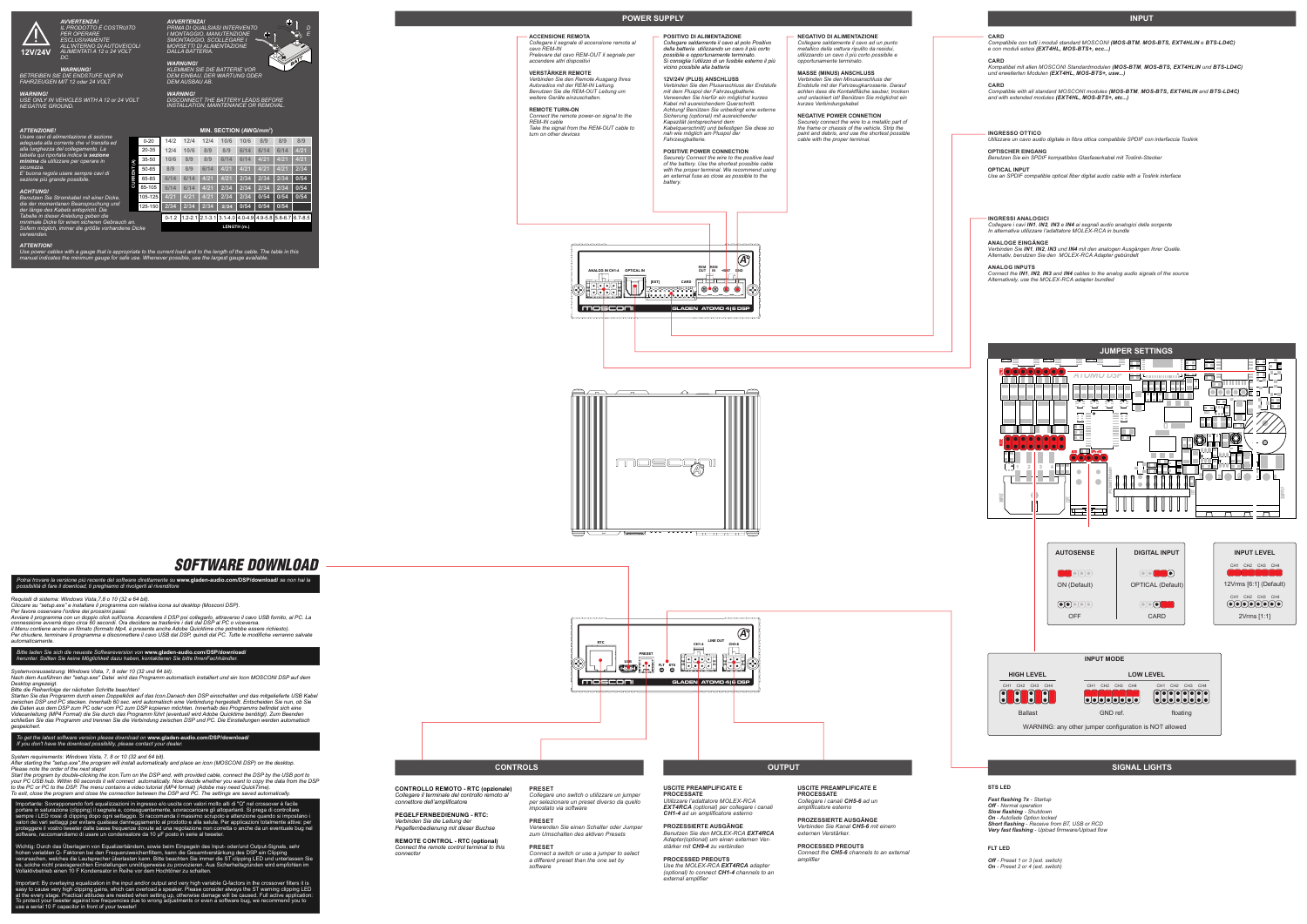**AVVERTENZA!**
*IL PRODOTTO È COSTRUITO PER OPERARE ESCLUSIVAMENTE ALL'INTERNO DI AUTOVEICOLI ALIMENTATI A 12 o 24 VOLT DC.*

12V/24V

**WARNUNG!**
*BETREIBEN SIE DIE ENDSTUFE NUR IN FAHRZEUGEN MIT 12 oder 24 VOLT.*

**WARNING!**
*USE ONLY IN VEHICLES WITH A 12 or 24 VOLT NEGATIVE GROUND.*

**AVVERTENZA!**
*PRIMA DI QUALSIASI INTERVENTO I MONTAGGIO, MANUTENZIONE SMONTAGGIO, SCOLLEGARE I MORSETTI DI ALIMENTAZIONE DALLA BATTERIA.*

**WARNUNG!**
*KLEMMEN SIE DIE BATTERIE VOR DEM EINBAU, DER WARTUNG ODER DEM AUSBAU AB.*

**WARNING!**
*DISCONNECT THE BATTERY LEADS BEFORE INSTALLATION, MAINTENANCE OR REMOVAL.*

**ATTENZIONE!**
*Usare cavi di alimentazione di sezione adeguata alla corrente che vi transita ed alla lunghezza del collegamento. La tabella qui riportata indica la **sezione minima** da utilizzare per operare in sicurezza. E' buona regola usare sempre cavi di sezione più grande possibile.*

**ACHTUNG!**
*Benutzen Sie Stromkabel mit einer Dicke, die der momentanen Beanspruchung und der Länge des Kabels entspricht. Die Tabelle in dieser Anleitung geben die minimale Dicke für einen sicheren Gebrauch an. Sofern möglich, immer die größte vorhandene Dicke verwenden.*

**ATTENTION!**
*Use power cables with a gauge that is appropriate to the current load and to the length of the cable. The table in this manual indicates the minimum gauge for safe use. Whenever possible, use the largest gauge available.*

MIN. SECTION (AWG/mm²)

| CURRENT (A) | | | | | | | | |
|---|---|---|---|---|---|---|---|---|
| 0-20 | 14/2 | 12/4 | 12/4 | 10/6 | 10/6 | 8/9 | 8/9 | 8/9 |
| 20-35 | 12/4 | 10/6 | 8/9 | 8/9 | 6/14 | 6/14 | 6/14 | 4/21 |
| 35-50 | 10/6 | 8/9 | 8/9 | 6/14 | 6/14 | 4/21 | 4/21 | 4/21 |
| 50-65 | 8/9 | 8/9 | 6/14 | 4/21 | 4/21 | 4/21 | 4/21 | 2/34 |
| 65-85 | 6/14 | 6/14 | 4/21 | 4/21 | 2/34 | 2/34 | 2/34 | 0/54 |
| 85-105 | 6/14 | 6/14 | 4/21 | 2/34 | 2/34 | 2/34 | 2/34 | 0/54 |
| 105-125 | 4/21 | 4/21 | 4/21 | 2/34 | 2/34 | 0/54 | 0/54 | 0/54 |
| 125-150 | 2/34 | 2/34 | 2/34 | 2/34 | 0/54 | 0/54 | 0/54 | |
| LENGTH (m) | 0-1.2 | 1.2-2.1 | 2.1-3.1 | 3.1-4.0 | 4.0-4.9 | 4.9-5.8 | 5.8-6.7 | 6.7-8.5 |

# SOFTWARE DOWNLOAD

*Potrai trovare la versione più recente del software direttamente su **www.gladen-audio.com/DSP/download/** se non hai la possibilità di fare il download, ti preghiamo di rivolgerti al rivenditore*

*Requisiti di sistema: Windows Vista,7,8 o 10 (32 e 64 bit).*
*Cliccare su "setup.exe" e installare il programma con relativa icona sul desktop (Mosconi DSP).*
*Per favore osservare l'ordine dei prossimi passi:*
*Avviare il programma con un doppio click sull'icona. Accendere il DSP poi collegarlo, attraverso il cavo USB fornito, al PC. La connessione avverrà dopo circa 60 secondi. Ora decidere se trasferire i dati dal DSP al PC o viceversa.*
*Il Menu contiene anche un filmato (formato Mp4, è presente anche Adobe Quicktime che potrebbe essere richiesto).*
*Per chiudere, terminare il programma e disconnettere il cavo USB dal DSP, quindi dal PC. Tutte le modifiche verranno salvate automaticamente.*

*Bitte laden Sie sich die neueste Softwareversion von **www.gladen-audio.com/DSP/download/** herunter. Sollten Sie keine Möglichkeit zum Download haben, kontaktieren Sie bitte Ihren Fachhändler.*

*Systemvoraussetzung: Windows Vista, 7, 8 oder 10 (32 und 64 bit).*
*Nach dem Ausführen der "setup.exe" Datei wird das Programm automatisch installiert und ein Icon MOSCONI DSP auf dem Desktop angezeigt.*
*Bitte die Reihenfolge der nächsten Schritte beachten!*
*Starten Sie das Programm durch einen Doppelklick auf das Icon.Danach den DSP einschalten und das mitgelieferte USB Kabel zwischen DSP und PC stecken. Innerhalb 60 sec. wird automatisch eine Verbindung hergestellt. Entscheiden Sie nun, ob Sie die Daten aus dem DSP zum PC oder vom PC zum DSP kopieren möchten. Innerhalb des Programms befindet sich eine Videoanleitung (MP4 Format) die Sie durch das Programm führt (eventuell wird Adobe Quicktime benötigt). Zum Beenden schließen Sie das Programm und trennen Sie die Verbindung zwischen DSP und PC. Die Einstellungen werden automatisch gespeichert.*

*To get the latest software version please download on **www.gladen-audio.com/DSP/download/***
*If you don't have the download possibility, please contact your dealer.*

*System requirements: Windows Vista, 7, 8 or 10 (32 and 64 bit).*
*After starting the "setup.exe" the program will install automatically and place an icon (MOSCONI DSP) on the desktop.*
*Please note the order of the next steps!*
*Start the program by double-clicking the icon.Turn on the DSP and, with provided cable, connect the DSP by the USB port to your PC USB hub. Within 60 seconds it will connect automatically. Now decide whether you want to copy the data from the DSP to the PC or PC to the DSP. The menu contains a video tutorial (MP4 format) (Adobe may need QuickTime).*
*To exit, close the program and close the connection between the DSP and PC. The settings are saved automatically.*

Importante: Sovrapponendo forti equalizzazioni in ingresso e/o uscita con valori molto alti di "Q" nel crossover è facile portare in saturazione (clipping) il segnale e, conseguentemente, sovraccaricare gli altoparlanti. Si prega di controllare sempre i LED rossi di clipping dopo ogni settaggio. Si raccomanda il massimo scrupolo e attenzione quando si impostano i valori dei vari settaggi per evitare qualsiasi danneggiamento al prodotto e alla salute. Per applicazioni totalmente attive: per proteggere il vostro tweeter dalle basse frequenze dovute ad una regolazione non corretta o anche da un eventuale bug nel software, raccomandiamo di usare un condensatore da 10 µF posto in serie al tweeter.

Wichtig: Durch das Überlagern von Equalizerbändern, sowie beim Eingegeln des Input- oder/und Output-Signals, sehr hohen variablen Q- Faktoren bei den Frequenzweichenfiltern, kann die Gesamtverstärkung des DSP ein Clipping verursachen, welches die Lautsprecher überlasten kann. Bitte beachten Sie immer die ST clipping LED und unterlassen Sie es, solche nicht praxisgerechten Einstellungen unnötigerweise zu provozieren. Aus Sicherheitsgründen wird empfohlen im Vollaktivbetrieb einen 10 F Kondensator in Reihe vor dem Hochtöner zu schalten.

Important: By overlaying equalization in the input and/or output and very high variable Q-factors in the crossover filters it is easy to cause very high clipping gains, which can overload a speaker. Please consider always the ST warning clipping LED at the every stage. Practical attitudes are needed when setting up, otherwise damage will be caused. Full active application: To protect your tweeter against low frequencies due to wrong adjustments or even a software bug, we recommend you to use a serial 10 F capacitor in front of your tweeter!

## POWER SUPPLY

**ACCENSIONE REMOTA**
*Collegare il segnale di accensione remota al cavo REM-IN*
*Prelevare dal cavo REM-OUT il segnale per accendere altri dispositivi*

**VERSTÄRKER REMOTE**
*Verbinden Sie den Remote Ausgang Ihres Autoradios mit der REM-IN Leitung. Benutzen Sie die REM-OUT Leitung um weitere Geräte einzuschalten.*

**REMOTE TURN-ON**
*Connect the remote power-on signal to the REM-IN cable*
*Take the signal from the REM-OUT cable to turn on other devices*

**POSITIVO DI ALIMENTAZIONE**
*Collegare saldamente il cavo al polo Positivo della batteria utilizzando un cavo il più corto possibile e opportunamente terminato. Si consiglia l'utilizzo di un fusibile esterno il più vicino possibile alla batteria*

**12V/24V (PLUS) ANSCHLUSS**
*Verbinden Sie den Plusanschluss der Endstufe mit dem Pluspol der Fahrzeugbatterie. Verwenden Sie hierfür ein möglichst kurzes Kabel mit ausreichendem Querschnitt. Achtung! Benutzen Sie unbedingt eine externe Sicherung (optional) mit ausreichender Kapazität (entsprechend dem Kabelquerschnitt) und befestigen Sie diese so nah wie möglich am Pluspol der Fahrzeugbatterie.*

**POSITIVE POWER CONNECTION**
*Securely Connect the wire to the positive lead of the battery. Use the shortest possible cable with the proper terminal. We recommend using an external fuse as close as possible to the battery.*

**NEGATIVO DI ALIMENTAZIONE**
*Collegare saldamente il cavo ad un punto metallico della vettura ripulito da residui, utilizzando un cavo il più corto possibile e opportunamente terminato.*

**MASSE (MINUS) ANSCHLUSS**
*Verbinden Sie den Minusanschluss der Endstufe mit der Fahrzeugkarosserie. Darauf achten dass die Kontaktfläche sauber, trocken und unlackiert ist! Benutzen Sie möglichst ein kurzes Verbindungskabel*

**NEGATIVE POWER CONNECTION**
*Securely connect the wire to a metallic part of the frame or chassis of the vehicle. Strip the paint and debris, and use the shortest possible cable with the proper terminal.*

ANALOG IN CH1-4 OPTICAL IN [RST] CARD REM OUT REM IN +BATT GND

GLADEN ATOMO 4|6 DSP

## INPUT

**CARD**
*Compatibile con tutti i moduli standard MOSCONI (**MOS-BTM**, **MOS-BTS**, **EXT4HLIN** e **BTS-LD4C**) e con moduli estesi (**EXT4HL**, **MOS-BTS+**, **ecc...**)*

**CARD**
*Kompatibel mit allen MOSCONI Standardmodulen (**MOS-BTM**, **MOS-BTS**, **EXT4HLIN** und **BTS-LD4C**) und erweiterten Modulen (**EXT4HL**, **MOS-BTS+**, **usw...**)*

**CARD**
*Compatible with all standard MOSCONI modules (**MOS-BTM**, **MOS-BTS**, **EXT4HLIN** and **BTS-LD4C**) and with extended modules (**EXT4HL**, **MOS-BTS+**, **etc...**)*

**INGRESSO OTTICO**
*Utilizzare un cavo audio digitale in fibra ottica compatibile SPDIF con interfaccia Toslink*

**OPTISCHER EINGANG**
*Benutzen Sie ein SPDIF kompatibles Glasfaserkabel mit Toslink-Stecker*

**OPTICAL INPUT**
*Use an SPDIF compatible optical fiber digital audio cable with a Toslink interface*

**INGRESSI ANALOGICI**
*Collegare i cavi **IN1**, **IN2**, **IN3** e **IN4** ai segnali audio analogici della sorgente In alternativa utilizzare l'adattatore MOLEX-RCA in bundle*

**ANALOGE EINGÄNGE**
*Verbinden Sie **IN1**, **IN2**, **IN3** und **IN4** mit den analogen Ausgängen Ihrer Quelle. Alternativ. benutzen Sie den MOLEX-RCA Adapter gebündelt*

**ANALOG INPUTS**
*Connect the **IN1**, **IN2**, **IN3** and **IN4** cables to the analog audio signals of the source Alternatively, use the MOLEX-RCA adapter bundled*

## JUMPER SETTINGS

| AUTOSENSE | DIGITAL INPUT | INPUT LEVEL |
|---|---|---|
| ON (Default) | OPTICAL (Default) | 12Vrms [6:1] (Default) |
| OFF | CARD | 2Vrms [1:1] |

**INPUT MODE**

| HIGH LEVEL | LOW LEVEL | |
|---|---|---|
| Ballast | GND ref. | floating |

WARNING: any other jumper configuration is NOT allowed

RTC USB PRESET FLT STS CH1-4 LINE OUT CH5-6

GLADEN ATOMO 4|6 DSP

## CONTROLS

**CONTROLLO REMOTO - RTC (opzionale)**
*Collegare il terminale del controllo remoto al connettore dell'amplificatore*

**PEGELFERNBEDIENUNG - RTC:**
*Verbinden Sie die Leitung der Pegelfernbedienung mit dieser Buchse*

**REMOTE CONTROL - RTC (optional)**
*Connect the remote control terminal to this connector*

**PRESET**
*Collegare uno switch o utilizzare un jumper per selezionare un preset diverso da quello impostato via software*

**PRESET**
*Verwenden Sie einen Schalter oder Jumper zum Umschalten des aktiven Presets*

**PRESET**
*Connect a switch or use a jumper to select a different preset than the one set by software*

## OUTPUT

**USCITE PREAMPLIFICATE E PROCESSATE**
*Utilizzare l'adattatore MOLEX-RCA **EXT4RCA** (optional) per collegare i canali **CH1-4** ad un amplificatore esterno*

**PROZESSIERTE AUSGÄNGE**
*Benutzen Sie den MOLEX-RCA **EXT4RCA** Adapter(optional) um einen externen Verstärker mit **CH1-4** zu verbinden*

**PROCESSED PREOUTS**
*Use the MOLEX-RCA **EXT4RCA** adapter (optional) to connect **CH1-4** channels to an external amplifier*

**USCITE PREAMPLIFICATE E PROCESSATE**
*Collegare i canali **CH5-6** ad un amplificatore esterno*

**PROZESSIERTE AUSGÄNGE**
*Verbinden Sie den Kanal **CH5-6** mit einem externen Verstärker.*

**PROCESSED PREOUTS**
*Connect the **CH5-6** channels to an external amplifier*

## SIGNAL LIGHTS

**STS LED**

***Fast flashing 7x*** *- Startup*
***Off*** *- Normal operation*
***Slow flashing*** *- Shutdown*
***On*** *- Autoclate Option locked*
***Short flashing*** *- Receive from BT, USB or RCD*
***Very fast flashing*** *- Upload firmware/Upload flow*

**FLT LED**

***Off*** *- Preset 1 or 3 (ext. switch)*
***On*** *- Preset 2 or 4 (ext. switch)*